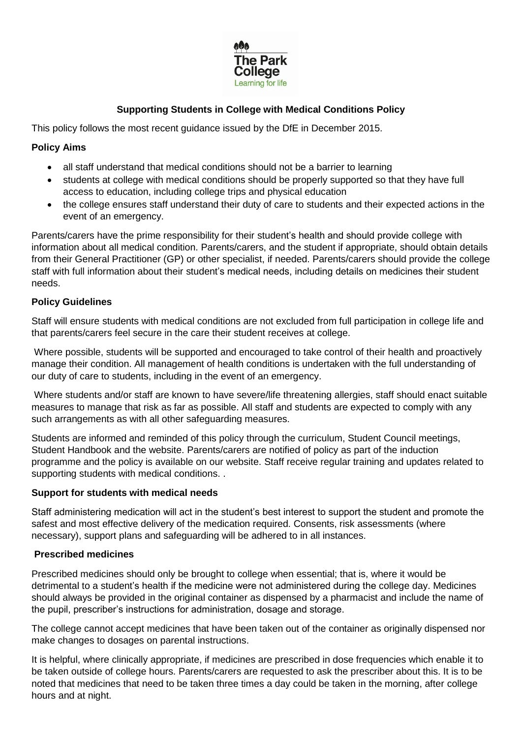# Supporting Students in College with Medical Conditions Policy

This policy follows the most recent guidance issued by the DfE in December 2015.

## Policy Aims

- all staff understand that medical conditions should not be a barrier to learning
- students at college with medical conditions should be properly supported so that they have full access to education, including college trips and physical education
- the college ensures staff understand their duty of care to students and their expected actions in the event of an emergency.

Parents/carers have the prime responsibility for their student's health and should provide college with information about all medical condition. Parents/carers, and the student if appropriate, should obtain details from their General Practitioner (GP) or other specialist, if needed. Parents/carers should provide the college staff with full information about their student's medical needs, including details on medicines their student needs.

## Policy Guidelines

Staff will ensure students with medical conditions are not excluded from full participation in college life and that parents/carers feel secure in the care their student receives at college.

Where possible, students will be supported and encouraged to take control of their health and proactively manage their condition. All management of health conditions is undertaken with the full understanding of our duty of care to students, including in the event of an emergency.

Where students and/or staff are known to have severe/life threatening allergies, staff should enact suitable measures to manage that risk as far as possible. All staff and students are expected to comply with any such arrangements as with all other safeguarding measures.

Students are informed and reminded of this policy through the curriculum, Student Council meetings, Student Handbook and the website. Parents/carers are notified of policy as part of the induction programme and the policy is available on our website. Staff receive regular training and updates related to supporting students with medical conditions. .

## Support for students with medical needs

Staff administering medication will act in the student's best interest to support the student and promote the safest and most effective delivery of the medication required. Consents, risk assessments (where necessary), support plans and safeguarding will be adhered to in all instances.

## Prescribed medicines

Prescribed medicines should only be brought to college when essential; that is, where it would be detrimental to a student's health if the medicine were not administered during the college day. Medicines should always be provided in the original container as dispensed by a pharmacist and include the name of the pupil, prescriber's instructions for administration, dosage and storage.

The college cannot accept medicines that have been taken out of the container as originally dispensed nor make changes to dosages on parental instructions.

It is helpful, where clinically appropriate, if medicines are prescribed in dose frequencies which enable it to be taken outside of college hours. Parents/carers are requested to ask the prescriber about this. It is to be noted that medicines that need to be taken three times a day could be taken in the morning, after college hours and at night.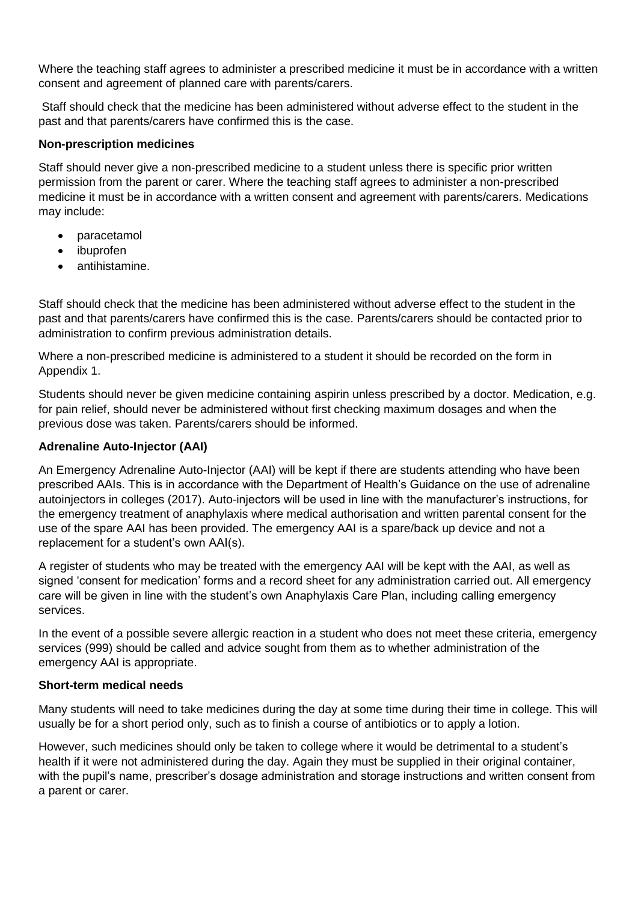Where the teaching staff agrees to administer a prescribed medicine it must be in accordance with a written consent and agreement of planned care with parents/carers.

Staff should check that the medicine has been administered without adverse effect to the student in the past and that parents/carers have confirmed this is the case.

**Non-prescription medicines**

Staff should never give a non-prescribed medicine to a student unless there is specific prior written permission from the parent or carer. Where the teaching staff agrees to administer a non-prescribed medicine it must be in accordance with a written consent and agreement with parents/carers. Medications may include:

- paracetamol
- ibuprofen
- antihistamine.

Staff should check that the medicine has been administered without adverse effect to the student in the past and that parents/carers have confirmed this is the case. Parents/carers should be contacted prior to administration to confirm previous administration details.

Where a non-prescribed medicine is administered to a student it should be recorded on the form in Appendix 1.

Students should never be given medicine containing aspirin unless prescribed by a doctor. Medication, e.g. for pain relief, should never be administered without first checking maximum dosages and when the previous dose was taken. Parents/carers should be informed.

**Adrenaline Auto-Injector (AAI)**

An Emergency Adrenaline Auto-Injector (AAI) will be kept if there are students attending who have been prescribed AAIs. This is in accordance with the Department of Health's Guidance on the use of adrenaline autoinjectors in colleges (2017). Auto-injectors will be used in line with the manufacturer's instructions, for the emergency treatment of anaphylaxis where medical authorisation and written parental consent for the use of the spare AAI has been provided. The emergency AAI is a spare/back up device and not a replacement for a student's own AAI(s).

A register of students who may be treated with the emergency AAI will be kept with the AAI, as well as signed 'consent for medication' forms and a record sheet for any administration carried out. All emergency care will be given in line with the student's own Anaphylaxis Care Plan, including calling emergency services.

In the event of a possible severe allergic reaction in a student who does not meet these criteria, emergency services (999) should be called and advice sought from them as to whether administration of the emergency AAI is appropriate.

**Short-term medical needs**

Many students will need to take medicines during the day at some time during their time in college. This will usually be for a short period only, such as to finish a course of antibiotics or to apply a lotion.

However, such medicines should only be taken to college where it would be detrimental to a student's health if it were not administered during the day. Again they must be supplied in their original container, with the pupil's name, prescriber's dosage administration and storage instructions and written consent from a parent or carer.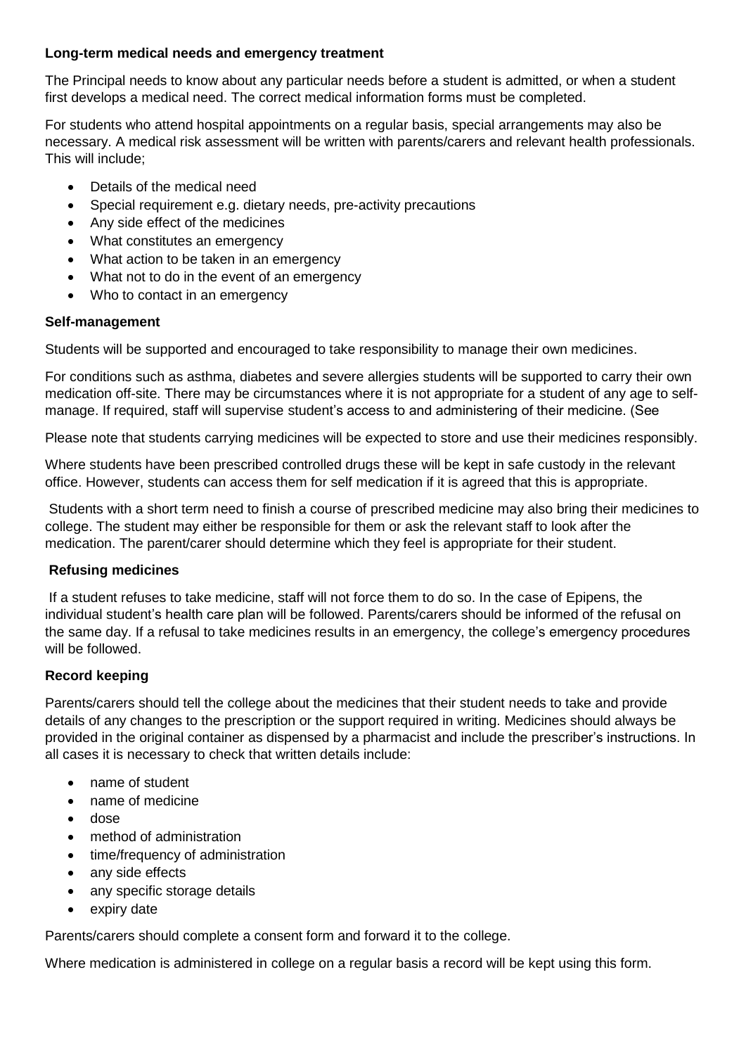**Long-term medical needs and emergency treatment**

The Principal needs to know about any particular needs before a student is admitted, or when a student first develops a medical need. The correct medical information forms must be completed.

For students who attend hospital appointments on a regular basis, special arrangements may also be necessary. A medical risk assessment will be written with parents/carers and relevant health professionals. This will include;

- Details of the medical need
- Special requirement e.g. dietary needs, pre-activity precautions
- Any side effect of the medicines
- What constitutes an emergency
- What action to be taken in an emergency
- What not to do in the event of an emergency
- Who to contact in an emergency

**Self-management**

Students will be supported and encouraged to take responsibility to manage their own medicines.

For conditions such as asthma, diabetes and severe allergies students will be supported to carry their own medication off-site. There may be circumstances where it is not appropriate for a student of any age to self-manage. If required, staff will supervise student's access to and administering of their medicine. (See

Please note that students carrying medicines will be expected to store and use their medicines responsibly.

Where students have been prescribed controlled drugs these will be kept in safe custody in the relevant office. However, students can access them for self medication if it is agreed that this is appropriate.

Students with a short term need to finish a course of prescribed medicine may also bring their medicines to college. The student may either be responsible for them or ask the relevant staff to look after the medication. The parent/carer should determine which they feel is appropriate for their student.

**Refusing medicines**

If a student refuses to take medicine, staff will not force them to do so. In the case of Epipens, the individual student's health care plan will be followed. Parents/carers should be informed of the refusal on the same day. If a refusal to take medicines results in an emergency, the college's emergency procedures will be followed.

**Record keeping**

Parents/carers should tell the college about the medicines that their student needs to take and provide details of any changes to the prescription or the support required in writing. Medicines should always be provided in the original container as dispensed by a pharmacist and include the prescriber's instructions. In all cases it is necessary to check that written details include:

- name of student
- name of medicine
- dose
- method of administration
- time/frequency of administration
- any side effects
- any specific storage details
- expiry date

Parents/carers should complete a consent form and forward it to the college.

Where medication is administered in college on a regular basis a record will be kept using this form.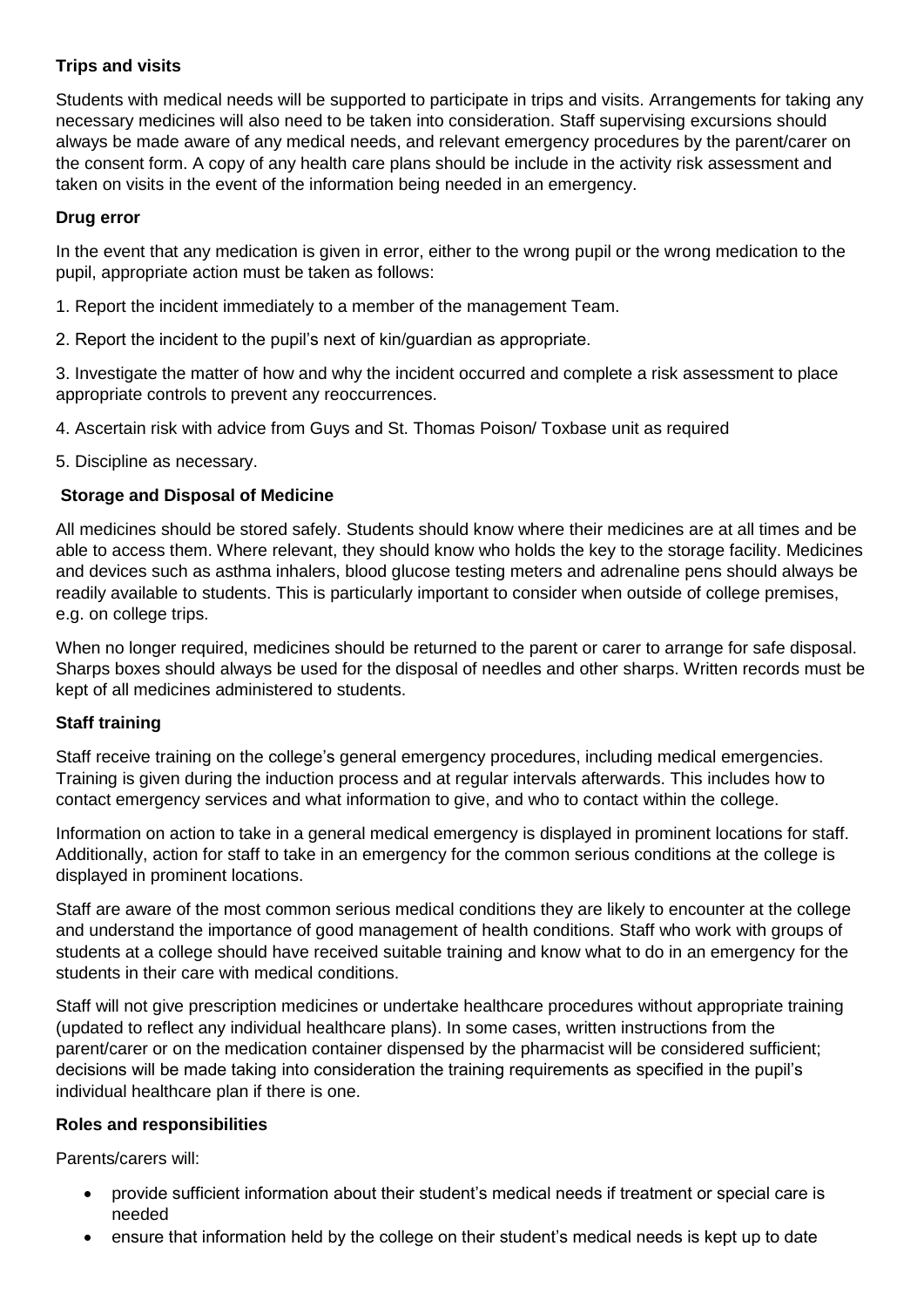**Trips and visits**

Students with medical needs will be supported to participate in trips and visits. Arrangements for taking any necessary medicines will also need to be taken into consideration. Staff supervising excursions should always be made aware of any medical needs, and relevant emergency procedures by the parent/carer on the consent form. A copy of any health care plans should be include in the activity risk assessment and taken on visits in the event of the information being needed in an emergency.

**Drug error**

In the event that any medication is given in error, either to the wrong pupil or the wrong medication to the pupil, appropriate action must be taken as follows:

1. Report the incident immediately to a member of the management Team.

2. Report the incident to the pupil's next of kin/guardian as appropriate.

3. Investigate the matter of how and why the incident occurred and complete a risk assessment to place appropriate controls to prevent any reoccurrences.

4. Ascertain risk with advice from Guys and St. Thomas Poison/ Toxbase unit as required

5. Discipline as necessary.

**Storage and Disposal of Medicine**

All medicines should be stored safely. Students should know where their medicines are at all times and be able to access them. Where relevant, they should know who holds the key to the storage facility. Medicines and devices such as asthma inhalers, blood glucose testing meters and adrenaline pens should always be readily available to students. This is particularly important to consider when outside of college premises, e.g. on college trips.

When no longer required, medicines should be returned to the parent or carer to arrange for safe disposal. Sharps boxes should always be used for the disposal of needles and other sharps. Written records must be kept of all medicines administered to students.

**Staff training**

Staff receive training on the college's general emergency procedures, including medical emergencies. Training is given during the induction process and at regular intervals afterwards. This includes how to contact emergency services and what information to give, and who to contact within the college.

Information on action to take in a general medical emergency is displayed in prominent locations for staff. Additionally, action for staff to take in an emergency for the common serious conditions at the college is displayed in prominent locations.

Staff are aware of the most common serious medical conditions they are likely to encounter at the college and understand the importance of good management of health conditions. Staff who work with groups of students at a college should have received suitable training and know what to do in an emergency for the students in their care with medical conditions.

Staff will not give prescription medicines or undertake healthcare procedures without appropriate training (updated to reflect any individual healthcare plans). In some cases, written instructions from the parent/carer or on the medication container dispensed by the pharmacist will be considered sufficient; decisions will be made taking into consideration the training requirements as specified in the pupil's individual healthcare plan if there is one.

**Roles and responsibilities**

Parents/carers will:

- provide sufficient information about their student's medical needs if treatment or special care is needed
- ensure that information held by the college on their student's medical needs is kept up to date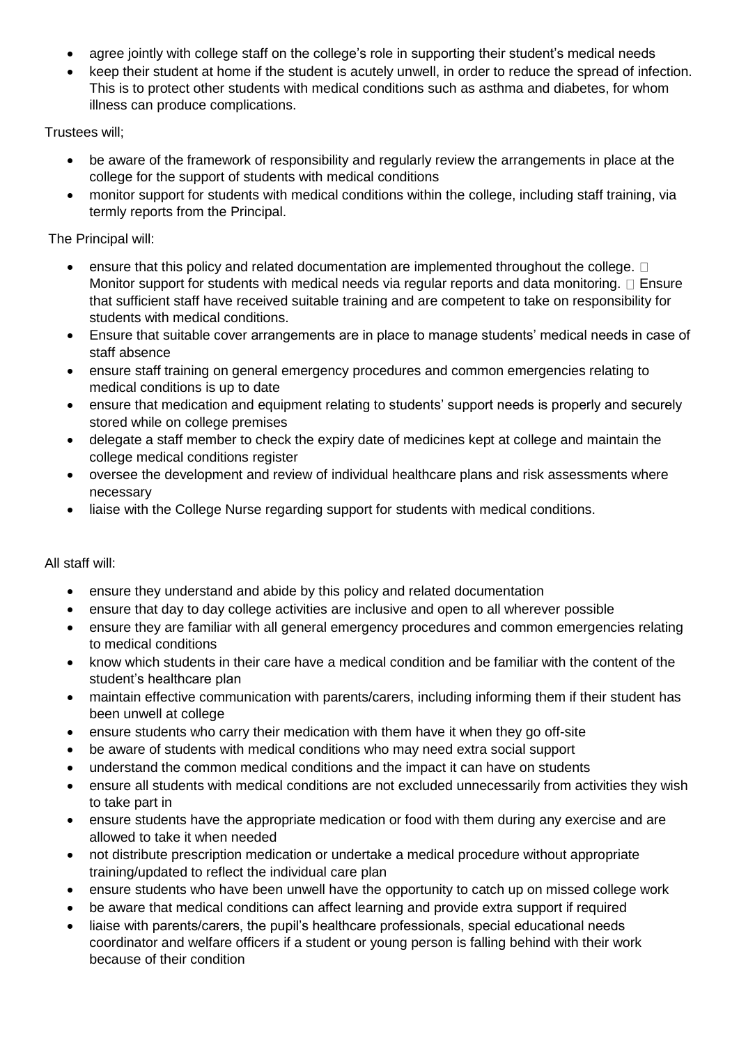- agree jointly with college staff on the college's role in supporting their student's medical needs
- keep their student at home if the student is acutely unwell, in order to reduce the spread of infection. This is to protect other students with medical conditions such as asthma and diabetes, for whom illness can produce complications.

Trustees will;

- be aware of the framework of responsibility and regularly review the arrangements in place at the college for the support of students with medical conditions
- monitor support for students with medical conditions within the college, including staff training, via termly reports from the Principal.

The Principal will:

- ensure that this policy and related documentation are implemented throughout the college.  Monitor support for students with medical needs via regular reports and data monitoring.  Ensure that sufficient staff have received suitable training and are competent to take on responsibility for students with medical conditions.
- Ensure that suitable cover arrangements are in place to manage students' medical needs in case of staff absence
- ensure staff training on general emergency procedures and common emergencies relating to medical conditions is up to date
- ensure that medication and equipment relating to students' support needs is properly and securely stored while on college premises
- delegate a staff member to check the expiry date of medicines kept at college and maintain the college medical conditions register
- oversee the development and review of individual healthcare plans and risk assessments where necessary
- liaise with the College Nurse regarding support for students with medical conditions.

All staff will:

- ensure they understand and abide by this policy and related documentation
- ensure that day to day college activities are inclusive and open to all wherever possible
- ensure they are familiar with all general emergency procedures and common emergencies relating to medical conditions
- know which students in their care have a medical condition and be familiar with the content of the student's healthcare plan
- maintain effective communication with parents/carers, including informing them if their student has been unwell at college
- ensure students who carry their medication with them have it when they go off-site
- be aware of students with medical conditions who may need extra social support
- understand the common medical conditions and the impact it can have on students
- ensure all students with medical conditions are not excluded unnecessarily from activities they wish to take part in
- ensure students have the appropriate medication or food with them during any exercise and are allowed to take it when needed
- not distribute prescription medication or undertake a medical procedure without appropriate training/updated to reflect the individual care plan
- ensure students who have been unwell have the opportunity to catch up on missed college work
- be aware that medical conditions can affect learning and provide extra support if required
- liaise with parents/carers, the pupil's healthcare professionals, special educational needs coordinator and welfare officers if a student or young person is falling behind with their work because of their condition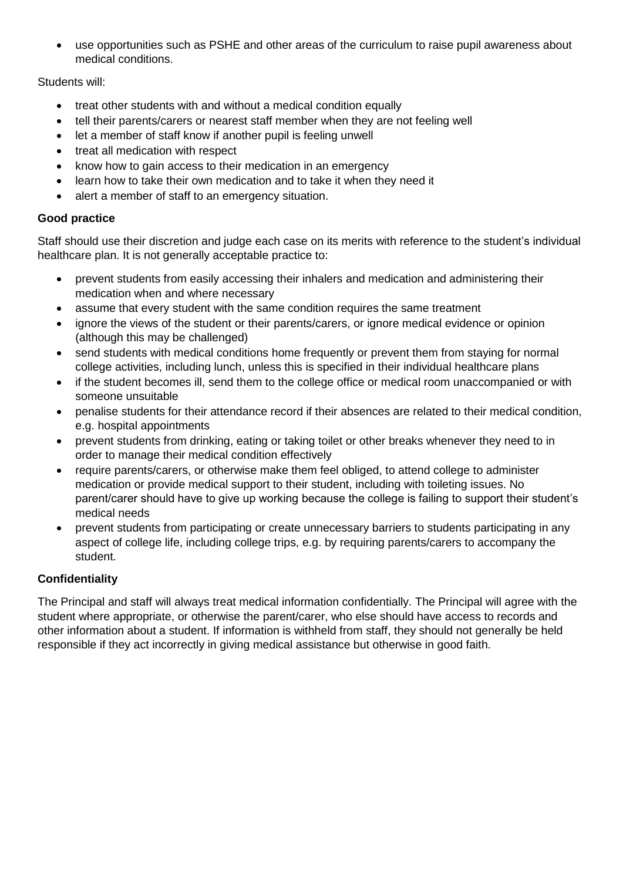- use opportunities such as PSHE and other areas of the curriculum to raise pupil awareness about medical conditions.

Students will:

- treat other students with and without a medical condition equally
- tell their parents/carers or nearest staff member when they are not feeling well
- let a member of staff know if another pupil is feeling unwell
- treat all medication with respect
- know how to gain access to their medication in an emergency
- learn how to take their own medication and to take it when they need it
- alert a member of staff to an emergency situation.

**Good practice**

Staff should use their discretion and judge each case on its merits with reference to the student's individual healthcare plan. It is not generally acceptable practice to:

- prevent students from easily accessing their inhalers and medication and administering their medication when and where necessary
- assume that every student with the same condition requires the same treatment
- ignore the views of the student or their parents/carers, or ignore medical evidence or opinion (although this may be challenged)
- send students with medical conditions home frequently or prevent them from staying for normal college activities, including lunch, unless this is specified in their individual healthcare plans
- if the student becomes ill, send them to the college office or medical room unaccompanied or with someone unsuitable
- penalise students for their attendance record if their absences are related to their medical condition, e.g. hospital appointments
- prevent students from drinking, eating or taking toilet or other breaks whenever they need to in order to manage their medical condition effectively
- require parents/carers, or otherwise make them feel obliged, to attend college to administer medication or provide medical support to their student, including with toileting issues. No parent/carer should have to give up working because the college is failing to support their student's medical needs
- prevent students from participating or create unnecessary barriers to students participating in any aspect of college life, including college trips, e.g. by requiring parents/carers to accompany the student.

**Confidentiality**

The Principal and staff will always treat medical information confidentially. The Principal will agree with the student where appropriate, or otherwise the parent/carer, who else should have access to records and other information about a student. If information is withheld from staff, they should not generally be held responsible if they act incorrectly in giving medical assistance but otherwise in good faith.